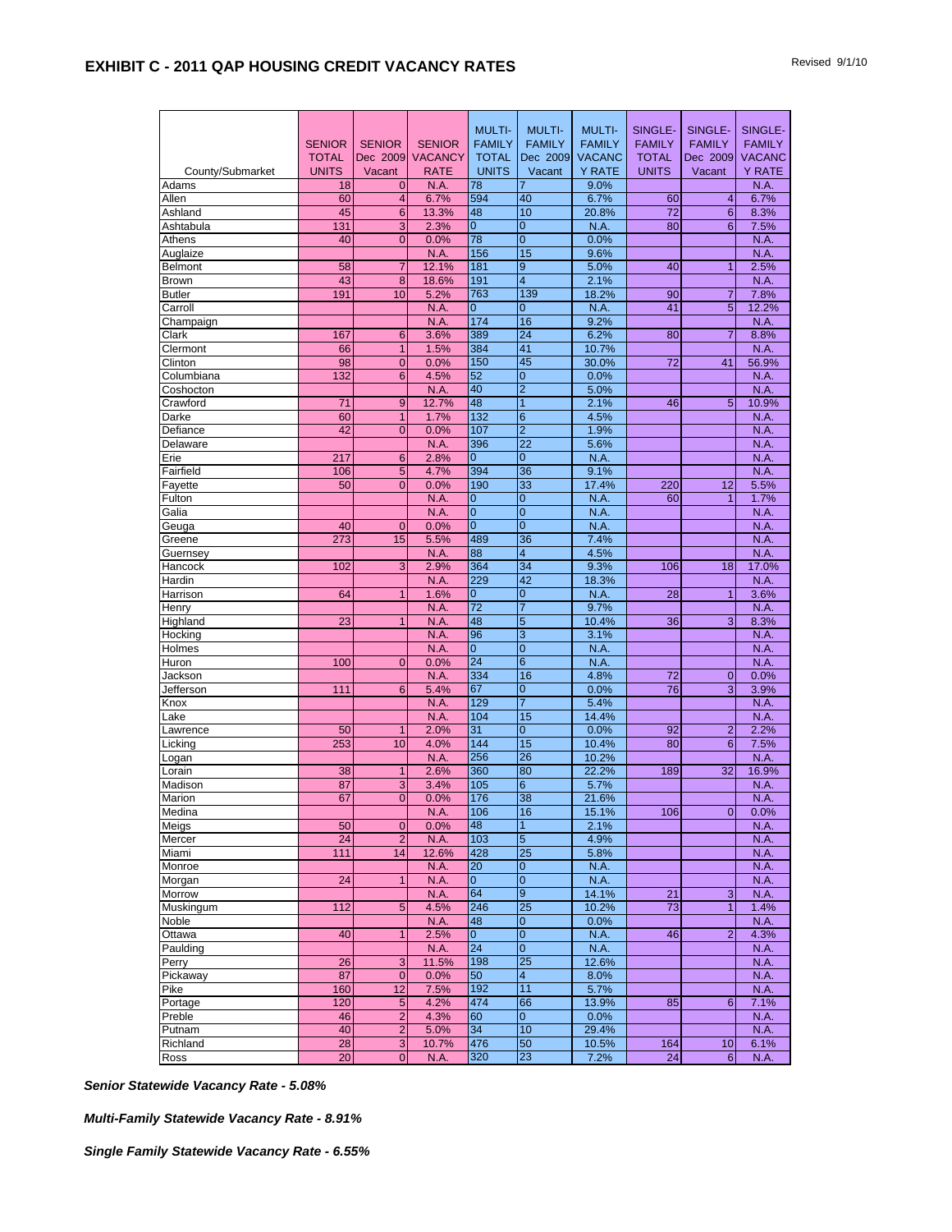## EXHIBIT C - 2011 QAP HOUSING CREDIT VACANCY RATES

Revised 9/1/10

| County/Submarket | SENIOR TOTAL UNITS | SENIOR Dec 2009 Vacant | SENIOR VACANCY RATE | MULTI-FAMILY TOTAL UNITS | MULTI-FAMILY Dec 2009 Vacant | MULTI-FAMILY VACANCY RATE | SINGLE-FAMILY TOTAL UNITS | SINGLE-FAMILY Dec 2009 Vacant | SINGLE-FAMILY VACANCY RATE |
|---|---|---|---|---|---|---|---|---|---|
| Adams | 18 | 0 | N.A. | 78 | 7 | 9.0% | | | N.A. |
| Allen | 60 | 4 | 6.7% | 594 | 40 | 6.7% | 60 | 4 | 6.7% |
| Ashland | 45 | 6 | 13.3% | 48 | 10 | 20.8% | 72 | 6 | 8.3% |
| Ashtabula | 131 | 3 | 2.3% | 0 | 0 | N.A. | 80 | 6 | 7.5% |
| Athens | 40 | 0 | 0.0% | 78 | 0 | 0.0% | | | N.A. |
| Auglaize | | | N.A. | 156 | 15 | 9.6% | | | N.A. |
| Belmont | 58 | 7 | 12.1% | 181 | 9 | 5.0% | 40 | 1 | 2.5% |
| Brown | 43 | 8 | 18.6% | 191 | 4 | 2.1% | | | N.A. |
| Butler | 191 | 10 | 5.2% | 763 | 139 | 18.2% | 90 | 7 | 7.8% |
| Carroll | | | N.A. | 0 | 0 | N.A. | 41 | 5 | 12.2% |
| Champaign | | | N.A. | 174 | 16 | 9.2% | | | N.A. |
| Clark | 167 | 6 | 3.6% | 389 | 24 | 6.2% | 80 | 7 | 8.8% |
| Clermont | 66 | 1 | 1.5% | 384 | 41 | 10.7% | | | N.A. |
| Clinton | 98 | 0 | 0.0% | 150 | 45 | 30.0% | 72 | 41 | 56.9% |
| Columbiana | 132 | 6 | 4.5% | 52 | 0 | 0.0% | | | N.A. |
| Coshocton | | | N.A. | 40 | 2 | 5.0% | | | N.A. |
| Crawford | 71 | 9 | 12.7% | 48 | 1 | 2.1% | 46 | 5 | 10.9% |
| Darke | 60 | 1 | 1.7% | 132 | 6 | 4.5% | | | N.A. |
| Defiance | 42 | 0 | 0.0% | 107 | 2 | 1.9% | | | N.A. |
| Delaware | | | N.A. | 396 | 22 | 5.6% | | | N.A. |
| Erie | 217 | 6 | 2.8% | 0 | 0 | N.A. | | | N.A. |
| Fairfield | 106 | 5 | 4.7% | 394 | 36 | 9.1% | | | N.A. |
| Fayette | 50 | 0 | 0.0% | 190 | 33 | 17.4% | 220 | 12 | 5.5% |
| Fulton | | | N.A. | 0 | 0 | N.A. | 60 | 1 | 1.7% |
| Galia | | | N.A. | 0 | 0 | N.A. | | | N.A. |
| Geuga | 40 | 0 | 0.0% | 0 | 0 | N.A. | | | N.A. |
| Greene | 273 | 15 | 5.5% | 489 | 36 | 7.4% | | | N.A. |
| Guernsey | | | N.A. | 88 | 4 | 4.5% | | | N.A. |
| Hancock | 102 | 3 | 2.9% | 364 | 34 | 9.3% | 106 | 18 | 17.0% |
| Hardin | | | N.A. | 229 | 42 | 18.3% | | | N.A. |
| Harrison | 64 | 1 | 1.6% | 0 | 0 | N.A. | 28 | 1 | 3.6% |
| Henry | | | N.A. | 72 | 7 | 9.7% | | | N.A. |
| Highland | 23 | 1 | N.A. | 48 | 5 | 10.4% | 36 | 3 | 8.3% |
| Hocking | | | N.A. | 96 | 3 | 3.1% | | | N.A. |
| Holmes | | | N.A. | 0 | 0 | N.A. | | | N.A. |
| Huron | 100 | 0 | 0.0% | 24 | 6 | N.A. | | | N.A. |
| Jackson | | | N.A. | 334 | 16 | 4.8% | 72 | 0 | 0.0% |
| Jefferson | 111 | 6 | 5.4% | 67 | 0 | 0.0% | 76 | 3 | 3.9% |
| Knox | | | N.A. | 129 | 7 | 5.4% | | | N.A. |
| Lake | | | N.A. | 104 | 15 | 14.4% | | | N.A. |
| Lawrence | 50 | 1 | 2.0% | 31 | 0 | 0.0% | 92 | 2 | 2.2% |
| Licking | 253 | 10 | 4.0% | 144 | 15 | 10.4% | 80 | 6 | 7.5% |
| Logan | | | N.A. | 256 | 26 | 10.2% | | | N.A. |
| Lorain | 38 | 1 | 2.6% | 360 | 80 | 22.2% | 189 | 32 | 16.9% |
| Madison | 87 | 3 | 3.4% | 105 | 6 | 5.7% | | | N.A. |
| Marion | 67 | 0 | 0.0% | 176 | 38 | 21.6% | | | N.A. |
| Medina | | | N.A. | 106 | 16 | 15.1% | 106 | 0 | 0.0% |
| Meigs | 50 | 0 | 0.0% | 48 | 1 | 2.1% | | | N.A. |
| Mercer | 24 | 2 | N.A. | 103 | 5 | 4.9% | | | N.A. |
| Miami | 111 | 14 | 12.6% | 428 | 25 | 5.8% | | | N.A. |
| Monroe | | | N.A. | 20 | 0 | N.A. | | | N.A. |
| Morgan | 24 | 1 | N.A. | 0 | 0 | N.A. | | | N.A. |
| Morrow | | | N.A. | 64 | 9 | 14.1% | 21 | 3 | N.A. |
| Muskingum | 112 | 5 | 4.5% | 246 | 25 | 10.2% | 73 | 1 | 1.4% |
| Noble | | | N.A. | 48 | 0 | 0.0% | | | N.A. |
| Ottawa | 40 | 1 | 2.5% | 0 | 0 | N.A. | 46 | 2 | 4.3% |
| Paulding | | | N.A. | 24 | 0 | N.A. | | | N.A. |
| Perry | 26 | 3 | 11.5% | 198 | 25 | 12.6% | | | N.A. |
| Pickaway | 87 | 0 | 0.0% | 50 | 4 | 8.0% | | | N.A. |
| Pike | 160 | 12 | 7.5% | 192 | 11 | 5.7% | | | N.A. |
| Portage | 120 | 5 | 4.2% | 474 | 66 | 13.9% | 85 | 6 | 7.1% |
| Preble | 46 | 2 | 4.3% | 60 | 0 | 0.0% | | | N.A. |
| Putnam | 40 | 2 | 5.0% | 34 | 10 | 29.4% | | | N.A. |
| Richland | 28 | 3 | 10.7% | 476 | 50 | 10.5% | 164 | 10 | 6.1% |
| Ross | 20 | 0 | N.A. | 320 | 23 | 7.2% | 24 | 6 | N.A. |

***Senior Statewide Vacancy Rate - 5.08%***

***Multi-Family Statewide Vacancy Rate - 8.91%***

***Single Family Statewide Vacancy Rate - 6.55%***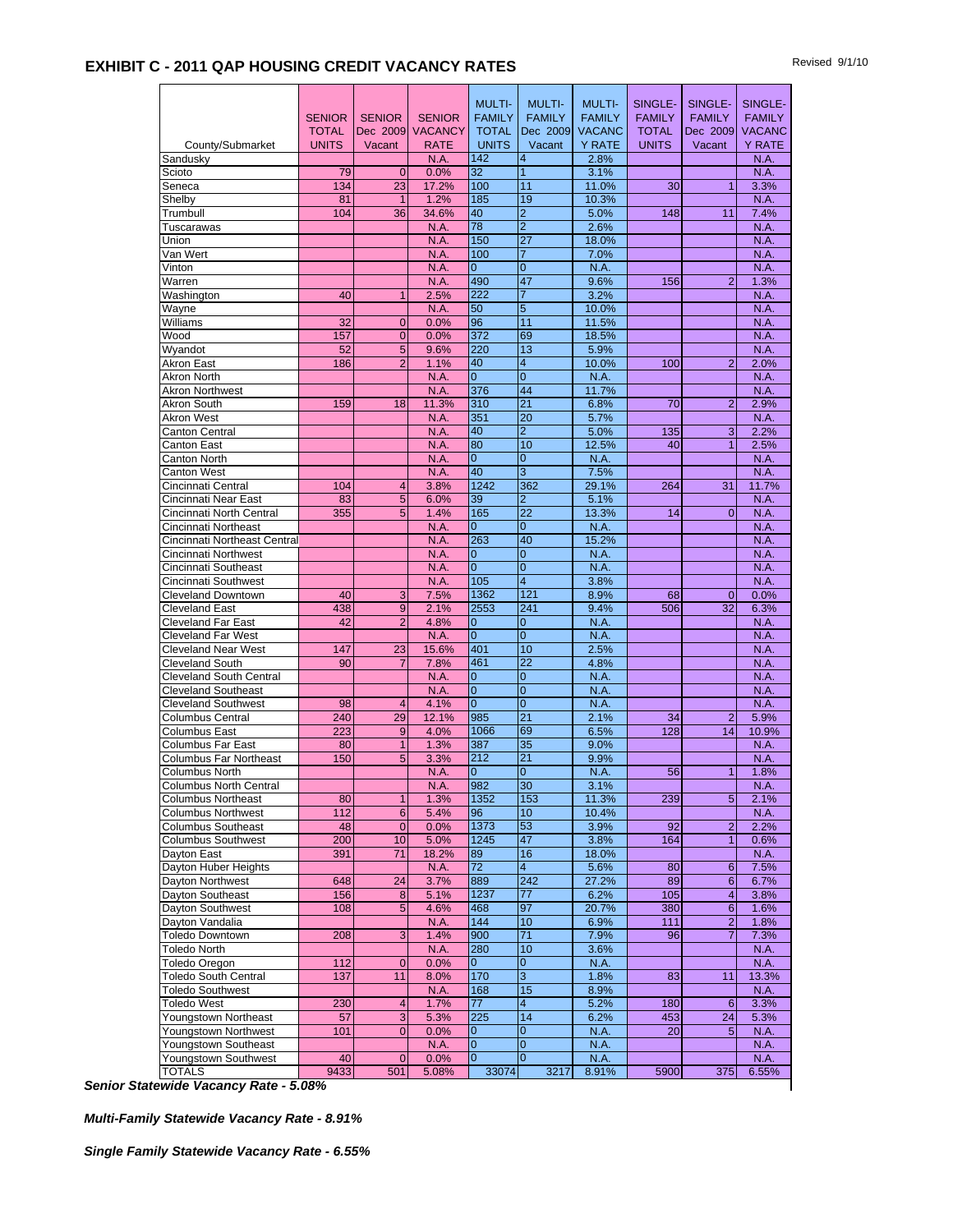## EXHIBIT C - 2011 QAP HOUSING CREDIT VACANCY RATES

Revised 9/1/10

| County/Submarket | SENIOR TOTAL UNITS | SENIOR Dec 2009 Vacant | SENIOR VACANCY RATE | MULTI-FAMILY TOTAL UNITS | MULTI-FAMILY Dec 2009 Vacant | MULTI-FAMILY VACANCY RATE | SINGLE-FAMILY TOTAL UNITS | SINGLE-FAMILY Dec 2009 Vacant | SINGLE-FAMILY VACANCY RATE |
|---|---|---|---|---|---|---|---|---|---|
| Sandusky | | | N.A. | 142 | 4 | 2.8% | | | N.A. |
| Scioto | 79 | 0 | 0.0% | 32 | 1 | 3.1% | | | N.A. |
| Seneca | 134 | 23 | 17.2% | 100 | 11 | 11.0% | 30 | 1 | 3.3% |
| Shelby | 81 | 1 | 1.2% | 185 | 19 | 10.3% | | | N.A. |
| Trumbull | 104 | 36 | 34.6% | 40 | 2 | 5.0% | 148 | 11 | 7.4% |
| Tuscarawas | | | N.A. | 78 | 2 | 2.6% | | | N.A. |
| Union | | | N.A. | 150 | 27 | 18.0% | | | N.A. |
| Van Wert | | | N.A. | 100 | 7 | 7.0% | | | N.A. |
| Vinton | | | N.A. | 0 | 0 | N.A. | | | N.A. |
| Warren | | | N.A. | 490 | 47 | 9.6% | 156 | 2 | 1.3% |
| Washington | 40 | 1 | 2.5% | 222 | 7 | 3.2% | | | N.A. |
| Wayne | | | N.A. | 50 | 5 | 10.0% | | | N.A. |
| Williams | 32 | 0 | 0.0% | 96 | 11 | 11.5% | | | N.A. |
| Wood | 157 | 0 | 0.0% | 372 | 69 | 18.5% | | | N.A. |
| Wyandot | 52 | 5 | 9.6% | 220 | 13 | 5.9% | | | N.A. |
| Akron East | 186 | 2 | 1.1% | 40 | 4 | 10.0% | 100 | 2 | 2.0% |
| Akron North | | | N.A. | 0 | 0 | N.A. | | | N.A. |
| Akron Northwest | | | N.A. | 376 | 44 | 11.7% | | | N.A. |
| Akron South | 159 | 18 | 11.3% | 310 | 21 | 6.8% | 70 | 2 | 2.9% |
| Akron West | | | N.A. | 351 | 20 | 5.7% | | | N.A. |
| Canton Central | | | N.A. | 40 | 2 | 5.0% | 135 | 3 | 2.2% |
| Canton East | | | N.A. | 80 | 10 | 12.5% | 40 | 1 | 2.5% |
| Canton North | | | N.A. | 0 | 0 | N.A. | | | N.A. |
| Canton West | | | N.A. | 40 | 3 | 7.5% | | | N.A. |
| Cincinnati Central | 104 | 4 | 3.8% | 1242 | 362 | 29.1% | 264 | 31 | 11.7% |
| Cincinnati Near East | 83 | 5 | 6.0% | 39 | 2 | 5.1% | | | N.A. |
| Cincinnati North Central | 355 | 5 | 1.4% | 165 | 22 | 13.3% | 14 | 0 | N.A. |
| Cincinnati Northeast | | | N.A. | 0 | 0 | N.A. | | | N.A. |
| Cincinnati Northeast Central | | | N.A. | 263 | 40 | 15.2% | | | N.A. |
| Cincinnati Northwest | | | N.A. | 0 | 0 | N.A. | | | N.A. |
| Cincinnati Southeast | | | N.A. | 0 | 0 | N.A. | | | N.A. |
| Cincinnati Southwest | | | N.A. | 105 | 4 | 3.8% | | | N.A. |
| Cleveland Downtown | 40 | 3 | 7.5% | 1362 | 121 | 8.9% | 68 | 0 | 0.0% |
| Cleveland East | 438 | 9 | 2.1% | 2553 | 241 | 9.4% | 506 | 32 | 6.3% |
| Cleveland Far East | 42 | 2 | 4.8% | 0 | 0 | N.A. | | | N.A. |
| Cleveland Far West | | | N.A. | 0 | 0 | N.A. | | | N.A. |
| Cleveland Near West | 147 | 23 | 15.6% | 401 | 10 | 2.5% | | | N.A. |
| Cleveland South | 90 | 7 | 7.8% | 461 | 22 | 4.8% | | | N.A. |
| Cleveland South Central | | | N.A. | 0 | 0 | N.A. | | | N.A. |
| Cleveland Southeast | | | N.A. | 0 | 0 | N.A. | | | N.A. |
| Cleveland Southwest | 98 | 4 | 4.1% | 0 | 0 | N.A. | | | N.A. |
| Columbus Central | 240 | 29 | 12.1% | 985 | 21 | 2.1% | 34 | 2 | 5.9% |
| Columbus East | 223 | 9 | 4.0% | 1066 | 69 | 6.5% | 128 | 14 | 10.9% |
| Columbus Far East | 80 | 1 | 1.3% | 387 | 35 | 9.0% | | | N.A. |
| Columbus Far Northeast | 150 | 5 | 3.3% | 212 | 21 | 9.9% | | | N.A. |
| Columbus North | | | N.A. | 0 | 0 | N.A. | 56 | 1 | 1.8% |
| Columbus North Central | | | N.A. | 982 | 30 | 3.1% | | | N.A. |
| Columbus Northeast | 80 | 1 | 1.3% | 1352 | 153 | 11.3% | 239 | 5 | 2.1% |
| Columbus Northwest | 112 | 6 | 5.4% | 96 | 10 | 10.4% | | | N.A. |
| Columbus Southeast | 48 | 0 | 0.0% | 1373 | 53 | 3.9% | 92 | 2 | 2.2% |
| Columbus Southwest | 200 | 10 | 5.0% | 1245 | 47 | 3.8% | 164 | 1 | 0.6% |
| Dayton East | 391 | 71 | 18.2% | 89 | 16 | 18.0% | | | N.A. |
| Dayton Huber Heights | | | N.A. | 72 | 4 | 5.6% | 80 | 6 | 7.5% |
| Dayton Northwest | 648 | 24 | 3.7% | 889 | 242 | 27.2% | 89 | 6 | 6.7% |
| Dayton Southeast | 156 | 8 | 5.1% | 1237 | 77 | 6.2% | 105 | 4 | 3.8% |
| Dayton Southwest | 108 | 5 | 4.6% | 468 | 97 | 20.7% | 380 | 6 | 1.6% |
| Dayton Vandalia | | | N.A. | 144 | 10 | 6.9% | 111 | 2 | 1.8% |
| Toledo Downtown | 208 | 3 | 1.4% | 900 | 71 | 7.9% | 96 | 7 | 7.3% |
| Toledo North | | | N.A. | 280 | 10 | 3.6% | | | N.A. |
| Toledo Oregon | 112 | 0 | 0.0% | 0 | 0 | N.A. | | | N.A. |
| Toledo South Central | 137 | 11 | 8.0% | 170 | 3 | 1.8% | 83 | 11 | 13.3% |
| Toledo Southwest | | | N.A. | 168 | 15 | 8.9% | | | N.A. |
| Toledo West | 230 | 4 | 1.7% | 77 | 4 | 5.2% | 180 | 6 | 3.3% |
| Youngstown Northeast | 57 | 3 | 5.3% | 225 | 14 | 6.2% | 453 | 24 | 5.3% |
| Youngstown Northwest | 101 | 0 | 0.0% | 0 | 0 | N.A. | 20 | 5 | N.A. |
| Youngstown Southeast | | | N.A. | 0 | 0 | N.A. | | | N.A. |
| Youngstown Southwest | 40 | 0 | 0.0% | 0 | 0 | N.A. | | | N.A. |
| TOTALS | 9433 | 501 | 5.08% | 33074 | 3217 | 8.91% | 5900 | 375 | 6.55% |

***Senior Statewide Vacancy Rate - 5.08%***

***Multi-Family Statewide Vacancy Rate - 8.91%***

***Single Family Statewide Vacancy Rate - 6.55%***